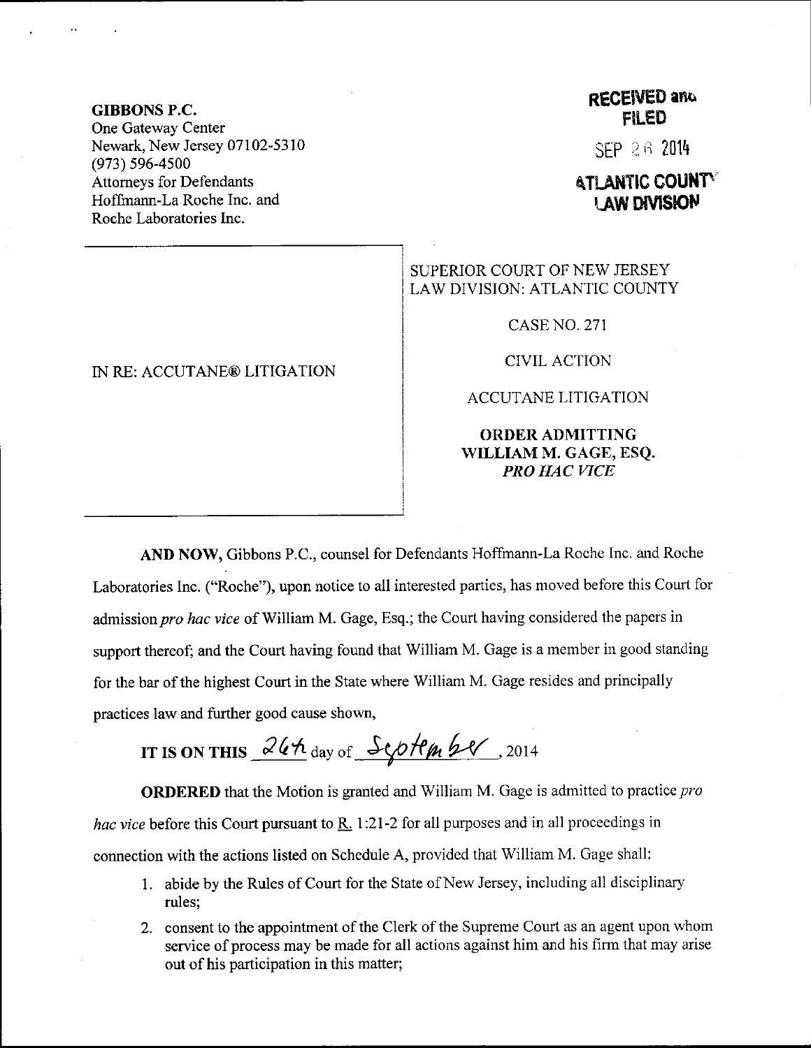**GIBBONS P.C.**
One Gateway Center
Newark, New Jersey 07102-5310
(973) 596-4500
Attorneys for Defendants
Hoffmann-La Roche Inc. and
Roche Laboratories Inc.

**RECEIVED and FILED**
SEP 26 2014
**ATLANTIC COUNTY LAW DIVISION**

IN RE: ACCUTANE® LITIGATION

SUPERIOR COURT OF NEW JERSEY
LAW DIVISION: ATLANTIC COUNTY

CASE NO. 271

CIVIL ACTION

ACCUTANE LITIGATION

**ORDER ADMITTING WILLIAM M. GAGE, ESQ. *PRO HAC VICE***

**AND NOW,** Gibbons P.C., counsel for Defendants Hoffmann-La Roche Inc. and Roche Laboratories Inc. ("Roche"), upon notice to all interested parties, has moved before this Court for admission *pro hac vice* of William M. Gage, Esq.; the Court having considered the papers in support thereof; and the Court having found that William M. Gage is a member in good standing for the bar of the highest Court in the State where William M. Gage resides and principally practices law and further good cause shown,

**IT IS ON THIS** 26th day of September, 2014

**ORDERED** that the Motion is granted and William M. Gage is admitted to practice *pro hac vice* before this Court pursuant to R. 1:21-2 for all purposes and in all proceedings in connection with the actions listed on Schedule A, provided that William M. Gage shall:

1. abide by the Rules of Court for the State of New Jersey, including all disciplinary rules;
2. consent to the appointment of the Clerk of the Supreme Court as an agent upon whom service of process may be made for all actions against him and his firm that may arise out of his participation in this matter;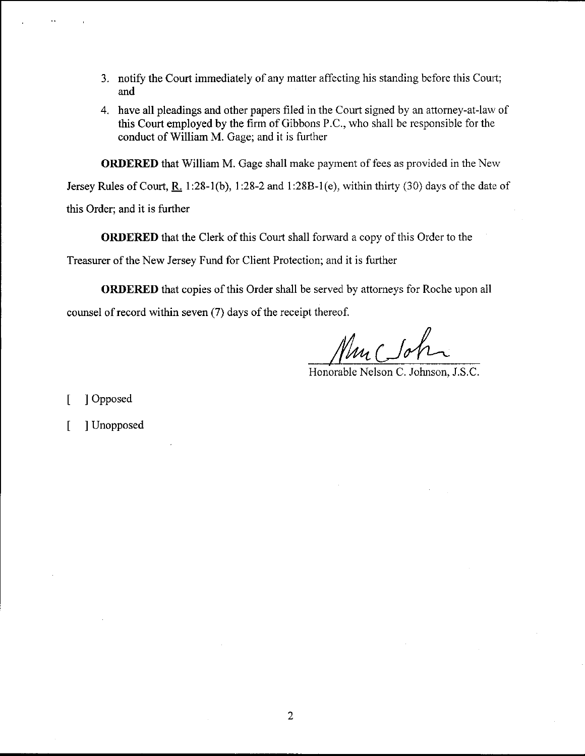3. notify the Court immediately of any matter affecting his standing before this Court; and

4. have all pleadings and other papers filed in the Court signed by an attorney-at-law of this Court employed by the firm of Gibbons P.C., who shall be responsible for the conduct of William M. Gage; and it is further

**ORDERED** that William M. Gage shall make payment of fees as provided in the New Jersey Rules of Court, R. 1:28-1(b), 1:28-2 and 1:28B-1(e), within thirty (30) days of the date of this Order; and it is further

**ORDERED** that the Clerk of this Court shall forward a copy of this Order to the Treasurer of the New Jersey Fund for Client Protection; and it is further

**ORDERED** that copies of this Order shall be served by attorneys for Roche upon all counsel of record within seven (7) days of the receipt thereof.

Honorable Nelson C. Johnson, J.S.C.

[ ] Opposed

[ ] Unopposed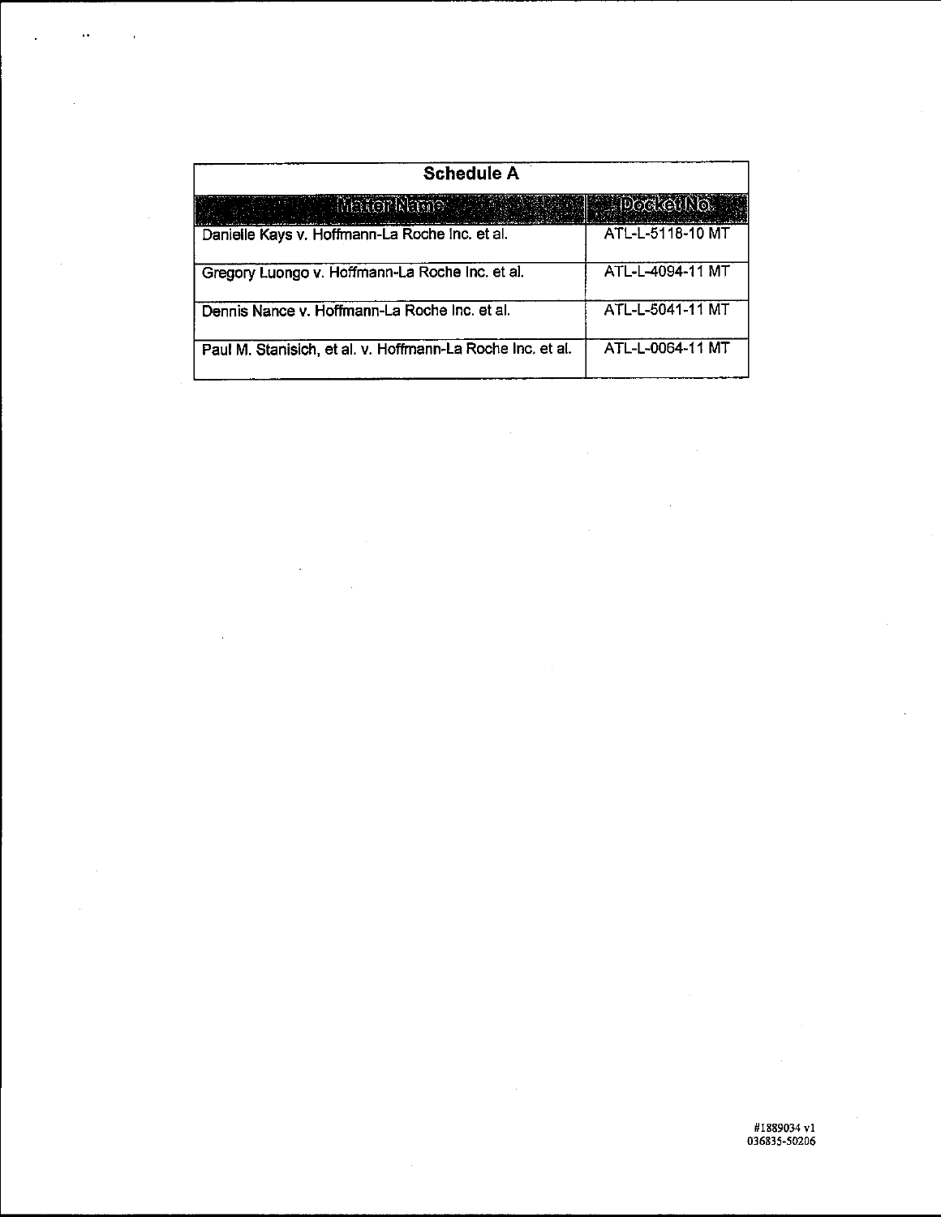## Schedule A

| Matter Name | Docket No. |
|---|---|
| Danielle Kays v. Hoffmann-La Roche Inc. et al. | ATL-L-5118-10 MT |
| Gregory Luongo v. Hoffmann-La Roche Inc. et al. | ATL-L-4094-11 MT |
| Dennis Nance v. Hoffmann-La Roche Inc. et al. | ATL-L-5041-11 MT |
| Paul M. Stanisich, et al. v. Hoffmann-La Roche Inc. et al. | ATL-L-0064-11 MT |

#1889034 v1
036835-50206